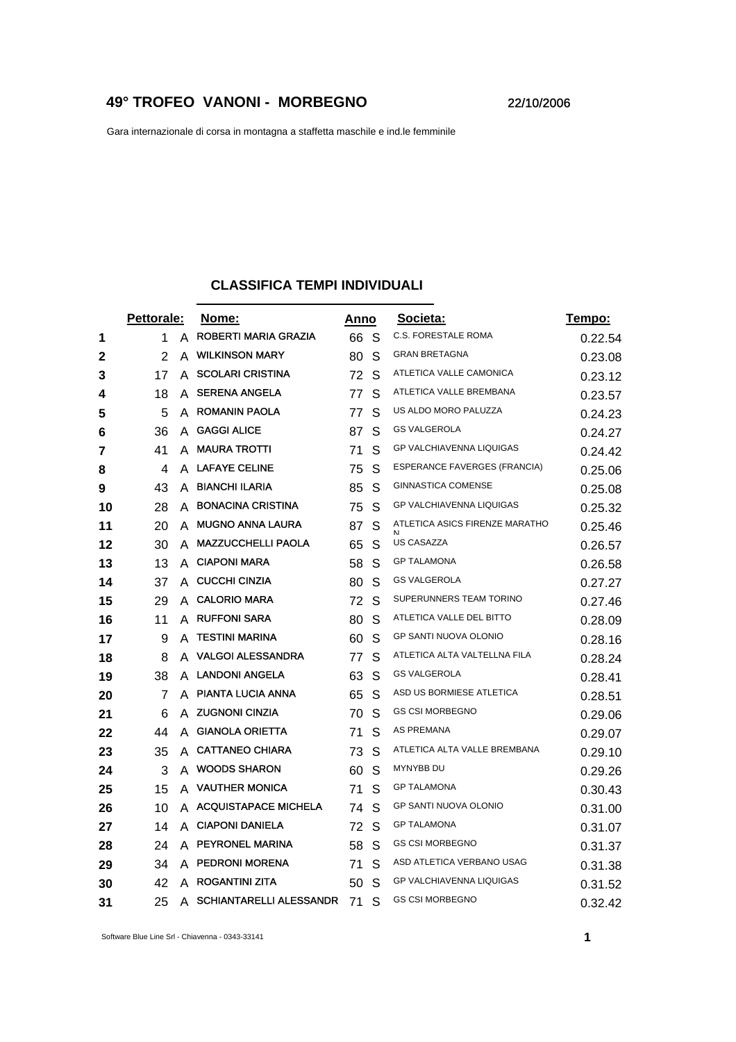# 49° TROFEO VANONI - MORBEGNO

22/10/2006

Gara internazionale di corsa in montagna a staffetta maschile e ind.le femminile

## CLASSIFICA TEMPI INDIVIDUALI

| | Pettorale: | | Nome: | Anno | | Societa: | Tempo: |
|---|---|---|---|---|---|---|---|
| 1 | 1 | A | ROBERTI MARIA GRAZIA | 66 | S | C.S. FORESTALE ROMA | 0.22.54 |
| 2 | 2 | A | WILKINSON MARY | 80 | S | GRAN BRETAGNA | 0.23.08 |
| 3 | 17 | A | SCOLARI CRISTINA | 72 | S | ATLETICA VALLE CAMONICA | 0.23.12 |
| 4 | 18 | A | SERENA ANGELA | 77 | S | ATLETICA VALLE BREMBANA | 0.23.57 |
| 5 | 5 | A | ROMANIN PAOLA | 77 | S | US ALDO MORO PALUZZA | 0.24.23 |
| 6 | 36 | A | GAGGI ALICE | 87 | S | GS VALGEROLA | 0.24.27 |
| 7 | 41 | A | MAURA TROTTI | 71 | S | GP VALCHIAVENNA LIQUIGAS | 0.24.42 |
| 8 | 4 | A | LAFAYE CELINE | 75 | S | ESPERANCE FAVERGES (FRANCIA) | 0.25.06 |
| 9 | 43 | A | BIANCHI ILARIA | 85 | S | GINNASTICA COMENSE | 0.25.08 |
| 10 | 28 | A | BONACINA CRISTINA | 75 | S | GP VALCHIAVENNA LIQUIGAS | 0.25.32 |
| 11 | 20 | A | MUGNO ANNA LAURA | 87 | S | ATLETICA ASICS FIRENZE MARATHON | 0.25.46 |
| 12 | 30 | A | MAZZUCCHELLI PAOLA | 65 | S | US CASAZZA | 0.26.57 |
| 13 | 13 | A | CIAPONI MARA | 58 | S | GP TALAMONA | 0.26.58 |
| 14 | 37 | A | CUCCHI CINZIA | 80 | S | GS VALGEROLA | 0.27.27 |
| 15 | 29 | A | CALORIO MARA | 72 | S | SUPERUNNERS TEAM TORINO | 0.27.46 |
| 16 | 11 | A | RUFFONI SARA | 80 | S | ATLETICA VALLE DEL BITTO | 0.28.09 |
| 17 | 9 | A | TESTINI MARINA | 60 | S | GP SANTI NUOVA OLONIO | 0.28.16 |
| 18 | 8 | A | VALGOI ALESSANDRA | 77 | S | ATLETICA ALTA VALTELLNA FILA | 0.28.24 |
| 19 | 38 | A | LANDONI ANGELA | 63 | S | GS VALGEROLA | 0.28.41 |
| 20 | 7 | A | PIANTA LUCIA ANNA | 65 | S | ASD US BORMIESE ATLETICA | 0.28.51 |
| 21 | 6 | A | ZUGNONI CINZIA | 70 | S | GS CSI MORBEGNO | 0.29.06 |
| 22 | 44 | A | GIANOLA ORIETTA | 71 | S | AS PREMANA | 0.29.07 |
| 23 | 35 | A | CATTANEO CHIARA | 73 | S | ATLETICA ALTA VALLE BREMBANA | 0.29.10 |
| 24 | 3 | A | WOODS SHARON | 60 | S | MYNYBB DU | 0.29.26 |
| 25 | 15 | A | VAUTHER MONICA | 71 | S | GP TALAMONA | 0.30.43 |
| 26 | 10 | A | ACQUISTAPACE MICHELA | 74 | S | GP SANTI NUOVA OLONIO | 0.31.00 |
| 27 | 14 | A | CIAPONI DANIELA | 72 | S | GP TALAMONA | 0.31.07 |
| 28 | 24 | A | PEYRONEL MARINA | 58 | S | GS CSI MORBEGNO | 0.31.37 |
| 29 | 34 | A | PEDRONI MORENA | 71 | S | ASD ATLETICA VERBANO USAG | 0.31.38 |
| 30 | 42 | A | ROGANTINI ZITA | 50 | S | GP VALCHIAVENNA LIQUIGAS | 0.31.52 |
| 31 | 25 | A | SCHIANTARELLI ALESSANDR | 71 | S | GS CSI MORBEGNO | 0.32.42 |

Software Blue Line Srl - Chiavenna - 0343-33141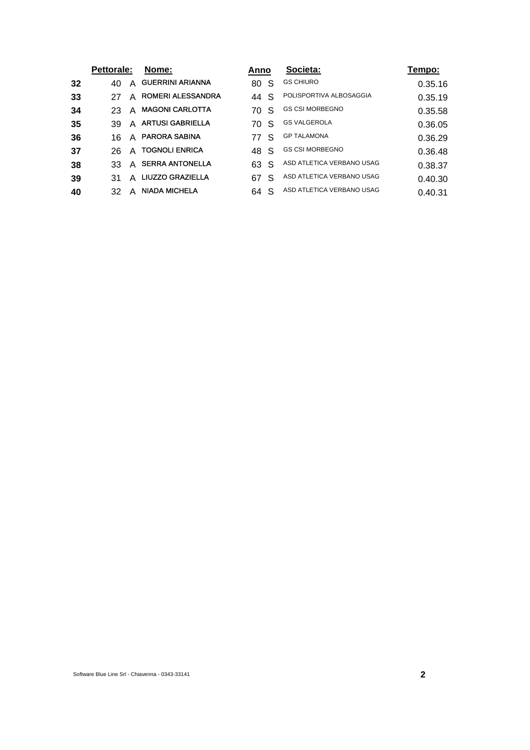| | Pettorale: | | Nome: | Anno | | Societa: | Tempo: |
|---|---|---|---|---|---|---|---|
| 32 | 40 | A | GUERRINI ARIANNA | 80 | S | GS CHIURO | 0.35.16 |
| 33 | 27 | A | ROMERI ALESSANDRA | 44 | S | POLISPORTIVA ALBOSAGGIA | 0.35.19 |
| 34 | 23 | A | MAGONI CARLOTTA | 70 | S | GS CSI MORBEGNO | 0.35.58 |
| 35 | 39 | A | ARTUSI GABRIELLA | 70 | S | GS VALGEROLA | 0.36.05 |
| 36 | 16 | A | PARORA SABINA | 77 | S | GP TALAMONA | 0.36.29 |
| 37 | 26 | A | TOGNOLI ENRICA | 48 | S | GS CSI MORBEGNO | 0.36.48 |
| 38 | 33 | A | SERRA ANTONELLA | 63 | S | ASD ATLETICA VERBANO USAG | 0.38.37 |
| 39 | 31 | A | LIUZZO GRAZIELLA | 67 | S | ASD ATLETICA VERBANO USAG | 0.40.30 |
| 40 | 32 | A | NIADA MICHELA | 64 | S | ASD ATLETICA VERBANO USAG | 0.40.31 |

Software Blue Line Srl - Chiavenna - 0343-33141